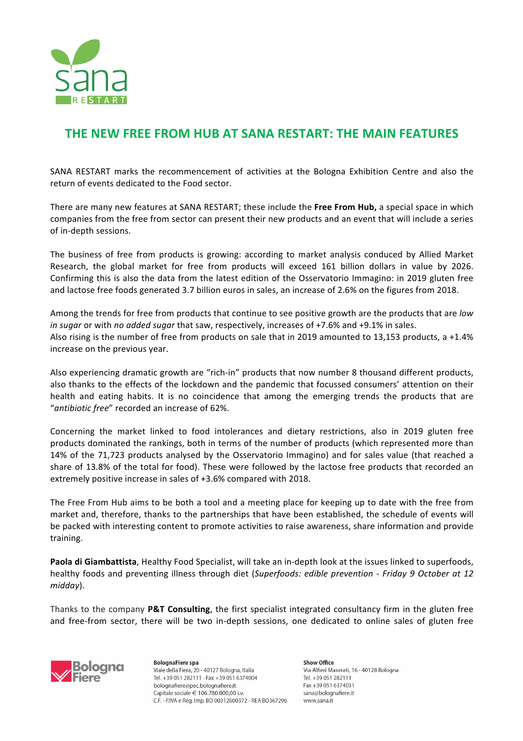# THE NEW FREE FROM HUB AT SANA RESTART: THE MAIN FEATURES

SANA RESTART marks the recommencement of activities at the Bologna Exhibition Centre and also the return of events dedicated to the Food sector.

There are many new features at SANA RESTART; these include the **Free From Hub,** a special space in which companies from the free from sector can present their new products and an event that will include a series of in-depth sessions.

The business of free from products is growing: according to market analysis conduced by Allied Market Research, the global market for free from products will exceed 161 billion dollars in value by 2026. Confirming this is also the data from the latest edition of the Osservatorio Immagino: in 2019 gluten free and lactose free foods generated 3.7 billion euros in sales, an increase of 2.6% on the figures from 2018.

Among the trends for free from products that continue to see positive growth are the products that are *low in sugar* or with *no added sugar* that saw, respectively, increases of +7.6% and +9.1% in sales.
Also rising is the number of free from products on sale that in 2019 amounted to 13,153 products, a +1.4% increase on the previous year.

Also experiencing dramatic growth are "rich-in" products that now number 8 thousand different products, also thanks to the effects of the lockdown and the pandemic that focussed consumers' attention on their health and eating habits. It is no coincidence that among the emerging trends the products that are "*antibiotic free*" recorded an increase of 62%.

Concerning the market linked to food intolerances and dietary restrictions, also in 2019 gluten free products dominated the rankings, both in terms of the number of products (which represented more than 14% of the 71,723 products analysed by the Osservatorio Immagino) and for sales value (that reached a share of 13.8% of the total for food). These were followed by the lactose free products that recorded an extremely positive increase in sales of +3.6% compared with 2018.

The Free From Hub aims to be both a tool and a meeting place for keeping up to date with the free from market and, therefore, thanks to the partnerships that have been established, the schedule of events will be packed with interesting content to promote activities to raise awareness, share information and provide training.

**Paola di Giambattista**, Healthy Food Specialist, will take an in-depth look at the issues linked to superfoods, healthy foods and preventing illness through diet (*Superfoods: edible prevention - Friday 9 October at 12 midday*).

Thanks to the company **P&T Consulting**, the first specialist integrated consultancy firm in the gluten free and free-from sector, there will be two in-depth sessions, one dedicated to online sales of gluten free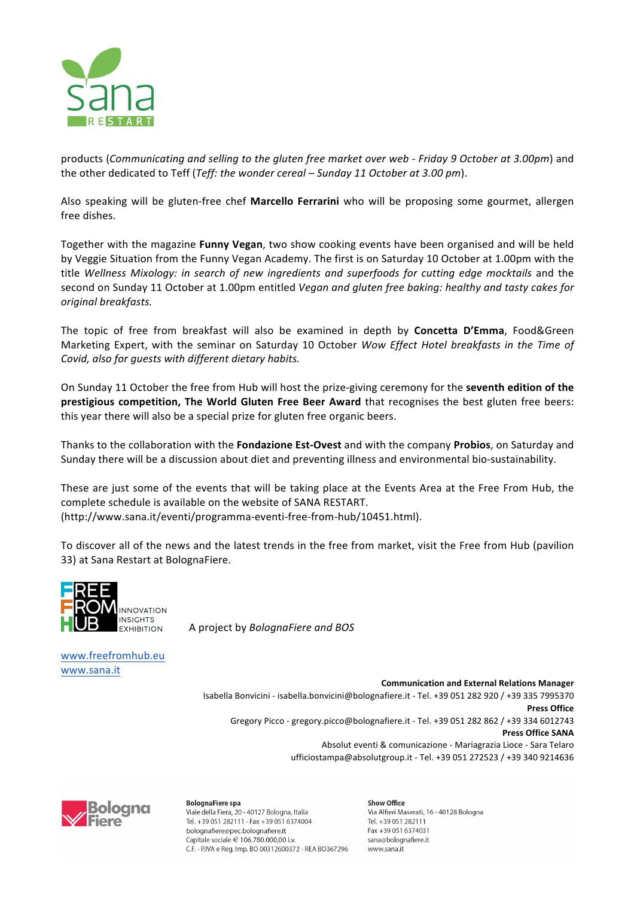products (*Communicating and selling to the gluten free market over web - Friday 9 October at 3.00pm*) and the other dedicated to Teff (*Teff: the wonder cereal – Sunday 11 October at 3.00 pm*).

Also speaking will be gluten-free chef **Marcello Ferrarini** who will be proposing some gourmet, allergen free dishes.

Together with the magazine **Funny Vegan**, two show cooking events have been organised and will be held by Veggie Situation from the Funny Vegan Academy. The first is on Saturday 10 October at 1.00pm with the title *Wellness Mixology: in search of new ingredients and superfoods for cutting edge mocktails* and the second on Sunday 11 October at 1.00pm entitled *Vegan and gluten free baking: healthy and tasty cakes for original breakfasts.*

The topic of free from breakfast will also be examined in depth by **Concetta D'Emma**, Food&Green Marketing Expert, with the seminar on Saturday 10 October *Wow Effect Hotel breakfasts in the Time of Covid, also for guests with different dietary habits.*

On Sunday 11 October the free from Hub will host the prize-giving ceremony for the **seventh edition of the prestigious competition, The World Gluten Free Beer Award** that recognises the best gluten free beers: this year there will also be a special prize for gluten free organic beers.

Thanks to the collaboration with the **Fondazione Est-Ovest** and with the company **Probios**, on Saturday and Sunday there will be a discussion about diet and preventing illness and environmental bio-sustainability.

These are just some of the events that will be taking place at the Events Area at the Free From Hub, the complete schedule is available on the website of SANA RESTART. (http://www.sana.it/eventi/programma-eventi-free-from-hub/10451.html).

To discover all of the news and the latest trends in the free from market, visit the Free from Hub (pavilion 33) at Sana Restart at BolognaFiere.

FREE FROM HUB — INNOVATION INSIGHTS EXHIBITION

A project by *BolognaFiere and BOS*

www.freefromhub.eu
www.sana.it

**Communication and External Relations Manager**
Isabella Bonvicini - isabella.bonvicini@bolognafiere.it - Tel. +39 051 282 920 / +39 335 7995370

**Press Office**
Gregory Picco - gregory.picco@bolognafiere.it - Tel. +39 051 282 862 / +39 334 6012743

**Press Office SANA**
Absolut eventi & comunicazione - Mariagrazia Lioce - Sara Telaro
ufficiostampa@absolutgroup.it - Tel. +39 051 272523 / +39 340 9214636

**BolognaFiere spa**
Viale della Fiera, 20 - 40127 Bologna, Italia
Tel. +39 051 282111 - Fax +39 051 6374004
bolognafiere@pec.bolognafiere.it
Capitale sociale € 106.780.000,00 i.v.
C.F. - P.IVA e Reg. Imp. BO 00312600372 - REA BO367296

**Show Office**
Via Alfieri Maserati, 16 - 40128 Bologna
Tel. +39 051 282111
Fax +39 051 6374031
sana@bolognafiere.it
www.sana.it